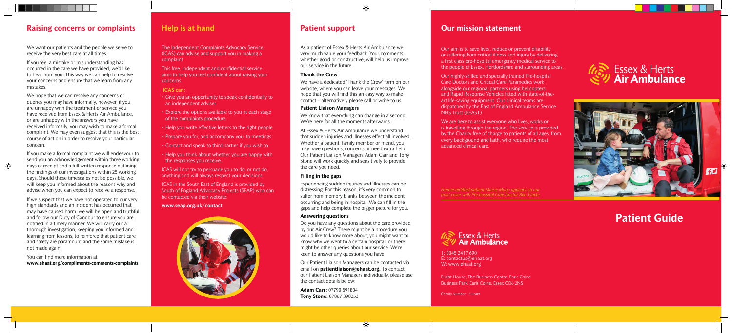## Raising concerns or complaints

We want our patients and the people we serve to receive the very best care at all times.

If you feel a mistake or misunderstanding has occurred in the care we have provided, we'd like to hear from you. This way we can help to resolve your concerns and ensure that we learn from any mistakes.

We hope that we can resolve any concerns or queries you may have informally, however, if you are unhappy with the treatment or service you have received from Essex & Herts Air Ambulance, or are unhappy with the answers you have received informally, you may wish to make a formal complaint. We may even suggest that this is the best course of action in order to resolve your particular concern.

If you make a formal complaint we will endeavour to send you an acknowledgement within three working days of receipt and a full written response outlining the findings of our investigations within 25 working days. Should these timescales not be possible, we will keep you informed about the reasons why and advise when you can expect to receive a response.

If we suspect that we have not operated to our very high standards and an incident has occurred that may have caused harm, we will be open and truthful and follow our Duty of Candour to ensure you are notified in a timely manner. We will carry out a thorough investigation, keeping you informed and learning from lessons, to reinforce that patient care and safety are paramount and the same mistake is not made again.

You can find more information at
**www.ehaat.org/compliments-comments-complaints**

## Help is at hand

The Independent Complaints Advocacy Service (ICAS) can advise and support you in making a complaint.

This free, independent and confidential service aims to help you feel confident about raising your concerns.

**ICAS can:**

- Give you an opportunity to speak confidentially to an independent adviser.
- Explore the options available to you at each stage of the complaints procedure.
- Help you write effective letters to the right people.
- Prepare you for, and accompany you, to meetings.
- Contact and speak to third parties if you wish to.
- Help you think about whether you are happy with the responses you receive.

ICAS will not try to persuade you to do, or not do, anything and will always respect your decisions.

ICAS in the South East of England is provided by South of England Advocacy Projects (SEAP) who can be contacted via their website:

**www.seap.org.uk/contact**

## Patient support

As a patient of Essex & Herts Air Ambulance we very much value your feedback. Your comments, whether good or constructive, will help us improve our service in the future.

### Thank the Crew

We have a dedicated 'Thank the Crew' form on our website, where you can leave your messages. We hope that you will find this an easy way to make contact – alternatively please call or write to us.

### Patient Liaison Managers

We know that everything can change in a second. We're here for all the moments afterwards.

At Essex & Herts Air Ambulance we understand that sudden injuries and illnesses effect all involved. Whether a patient, family member or friend, you may have questions, concerns or need extra help. Our Patient Liaison Managers Adam Carr and Tony Stone will work quickly and sensitively to provide the care you need.

### Filling in the gaps

Experiencing sudden injuries and illnesses can be distressing. For this reason, it's very common to suffer from memory blanks between the incident occurring and being in hospital. We can fill in the gaps and help complete the bigger picture for you.

### Answering questions

Do you have any questions about the care provided by our Air Crew? There might be a procedure you would like to know more about, you might want to know why we went to a certain hospital, or there might be other queries about our service. We're keen to answer any questions you have.

Our Patient Liaison Managers can be contacted via email on **patientliaison@ehaat.org.** To contact our Patient Liaison Managers individually, please use the contact details below:

**Adam Carr:** 07790 591804
**Tony Stone:** 07867 398253

## Our mission statement

Our aim is to save lives, reduce or prevent disability or suffering from critical illness and injury by delivering a first class pre-hospital emergency medical service to the people of Essex, Hertfordshire and surrounding areas.

Our highly-skilled and specially trained Pre-hospital Care Doctors and Critical Care Paramedics work alongside our regional partners using helicopters and Rapid Response Vehicles fitted with state-of-the-art life-saving equipment. Our clinical teams are dispatched by the East of England Ambulance Service NHS Trust (EEAST)

We are here to assist everyone who lives, works or is travelling through the region. The service is provided by the Charity free of charge to patients of all ages, from every background and faith, who require the most advanced clinical care.

*Former airlifted patient Maisie Moon appears on our front cover with Pre-hospital Care Doctor Ben Clarke.*

Essex & Herts Air Ambulance

T: 0345 2417 690
E: contactus@ehaat.org
W: www.ehaat.org

Flight House, The Business Centre, Earls Colne Business Park, Earls Colne, Essex CO6 2NS

Charity Number: 1108989

Essex & Herts Air Ambulance

# Patient Guide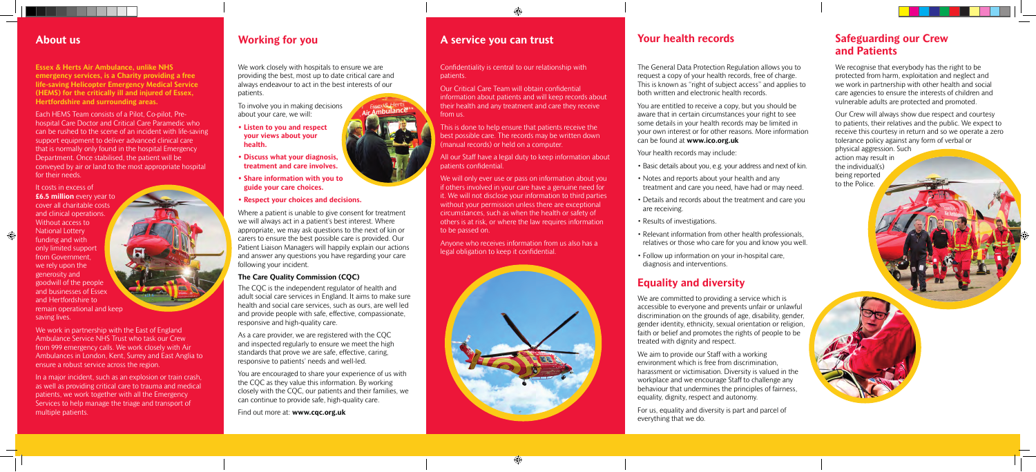## About us

**Essex & Herts Air Ambulance, unlike NHS emergency services, is a Charity providing a free life-saving Helicopter Emergency Medical Service (HEMS) for the critically ill and injured of Essex, Hertfordshire and surrounding areas.**

Each HEMS Team consists of a Pilot, Co-pilot, Pre-hospital Care Doctor and Critical Care Paramedic who can be rushed to the scene of an incident with life-saving support equipment to deliver advanced clinical care that is normally only found in the hospital Emergency Department. Once stabilised, the patient will be conveyed by air or land to the most appropriate hospital for their needs.

It costs in excess of **£6.5 million** every year to cover all charitable costs and clinical operations. Without access to National Lottery funding and with only limited support from Government, we rely upon the generosity and goodwill of the people and businesses of Essex and Hertfordshire to remain operational and keep saving lives.

We work in partnership with the East of England Ambulance Service NHS Trust who task our Crew from 999 emergency calls. We work closely with Air Ambulances in London, Kent, Surrey and East Anglia to ensure a robust service across the region.

In a major incident, such as an explosion or train crash, as well as providing critical care to trauma and medical patients, we work together with all the Emergency Services to help manage the triage and transport of multiple patients.

## Working for you

We work closely with hospitals to ensure we are providing the best, most up to date critical care and always endeavour to act in the best interests of our patients.

To involve you in making decisions about your care, we will:

- **Listen to you and respect your views about your health.**
- **Discuss what your diagnosis, treatment and care involves.**
- **Share information with you to guide your care choices.**
- **Respect your choices and decisions.**

Where a patient is unable to give consent for treatment we will always act in a patient's best interest. Where appropriate, we may ask questions to the next of kin or carers to ensure the best possible care is provided. Our Patient Liaison Managers will happily explain our actions and answer any questions you have regarding your care following your incident.

### The Care Quality Commission (CQC)

The CQC is the independent regulator of health and adult social care services in England. It aims to make sure health and social care services, such as ours, are well led and provide people with safe, effective, compassionate, responsive and high-quality care.

As a care provider, we are registered with the CQC and inspected regularly to ensure we meet the high standards that prove we are safe, effective, caring, responsive to patients' needs and well-led.

You are encouraged to share your experience of us with the CQC as they value this information. By working closely with the CQC, our patients and their families, we can continue to provide safe, high-quality care.

Find out more at: **www.cqc.org.uk**

## A service you can trust

Confidentiality is central to our relationship with patients.

Our Critical Care Team will obtain confidential information about patients and will keep records about their health and any treatment and care they receive from us.

This is done to help ensure that patients receive the best possible care. The records may be written down (manual records) or held on a computer.

All our Staff have a legal duty to keep information about patients confidential.

We will only ever use or pass on information about you if others involved in your care have a genuine need for it. We will not disclose your information to third parties without your permission unless there are exceptional circumstances, such as when the health or safety of others is at risk, or where the law requires information to be passed on.

Anyone who receives information from us also has a legal obligation to keep it confidential.

## Your health records

The General Data Protection Regulation allows you to request a copy of your health records, free of charge. This is known as "right of subject access" and applies to both written and electronic health records.

You are entitled to receive a copy, but you should be aware that in certain circumstances your right to see some details in your health records may be limited in your own interest or for other reasons. More information can be found at **www.ico.org.uk**

Your health records may include:

- Basic details about you, e.g. your address and next of kin.
- Notes and reports about your health and any treatment and care you need, have had or may need.
- Details and records about the treatment and care you are receiving.
- Results of investigations.
- Relevant information from other health professionals, relatives or those who care for you and know you well.
- Follow up information on your in-hospital care, diagnosis and interventions.

## Equality and diversity

We are committed to providing a service which is accessible to everyone and prevents unfair or unlawful discrimination on the grounds of age, disability, gender, gender identity, ethnicity, sexual orientation or religion, faith or belief and promotes the rights of people to be treated with dignity and respect.

We aim to provide our Staff with a working environment which is free from discrimination, harassment or victimisation. Diversity is valued in the workplace and we encourage Staff to challenge any behaviour that undermines the principles of fairness, equality, dignity, respect and autonomy.

For us, equality and diversity is part and parcel of everything that we do.

## Safeguarding our Crew and Patients

We recognise that everybody has the right to be protected from harm, exploitation and neglect and we work in partnership with other health and social care agencies to ensure the interests of children and vulnerable adults are protected and promoted.

Our Crew will always show due respect and courtesy to patients, their relatives and the public. We expect to receive this courtesy in return and so we operate a zero tolerance policy against any form of verbal or physical aggression. Such action may result in the individual(s) being reported to the Police.